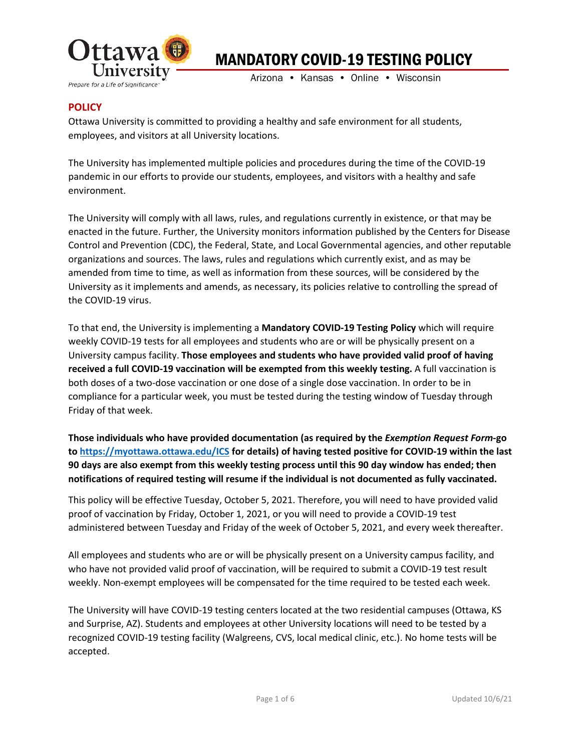# MANDATORY COVID-19 TESTING POLICY

Arizona • Kansas • Online • Wisconsin

## POLICY

Ottawa University is committed to providing a healthy and safe environment for all students, employees, and visitors at all University locations.

The University has implemented multiple policies and procedures during the time of the COVID-19 pandemic in our efforts to provide our students, employees, and visitors with a healthy and safe environment.

The University will comply with all laws, rules, and regulations currently in existence, or that may be enacted in the future. Further, the University monitors information published by the Centers for Disease Control and Prevention (CDC), the Federal, State, and Local Governmental agencies, and other reputable organizations and sources. The laws, rules and regulations which currently exist, and as may be amended from time to time, as well as information from these sources, will be considered by the University as it implements and amends, as necessary, its policies relative to controlling the spread of the COVID-19 virus.

To that end, the University is implementing a **Mandatory COVID-19 Testing Policy** which will require weekly COVID-19 tests for all employees and students who are or will be physically present on a University campus facility. **Those employees and students who have provided valid proof of having received a full COVID-19 vaccination will be exempted from this weekly testing.** A full vaccination is both doses of a two-dose vaccination or one dose of a single dose vaccination. In order to be in compliance for a particular week, you must be tested during the testing window of Tuesday through Friday of that week.

**Those individuals who have provided documentation (as required by the *Exemption Request Form*-go to [https://myottawa.ottawa.edu/ICS](https://myottawa.ottawa.edu/ICS) for details) of having tested positive for COVID-19 within the last 90 days are also exempt from this weekly testing process until this 90 day window has ended; then notifications of required testing will resume if the individual is not documented as fully vaccinated.**

This policy will be effective Tuesday, October 5, 2021. Therefore, you will need to have provided valid proof of vaccination by Friday, October 1, 2021, or you will need to provide a COVID-19 test administered between Tuesday and Friday of the week of October 5, 2021, and every week thereafter.

All employees and students who are or will be physically present on a University campus facility, and who have not provided valid proof of vaccination, will be required to submit a COVID-19 test result weekly. Non-exempt employees will be compensated for the time required to be tested each week.

The University will have COVID-19 testing centers located at the two residential campuses (Ottawa, KS and Surprise, AZ). Students and employees at other University locations will need to be tested by a recognized COVID-19 testing facility (Walgreens, CVS, local medical clinic, etc.). No home tests will be accepted.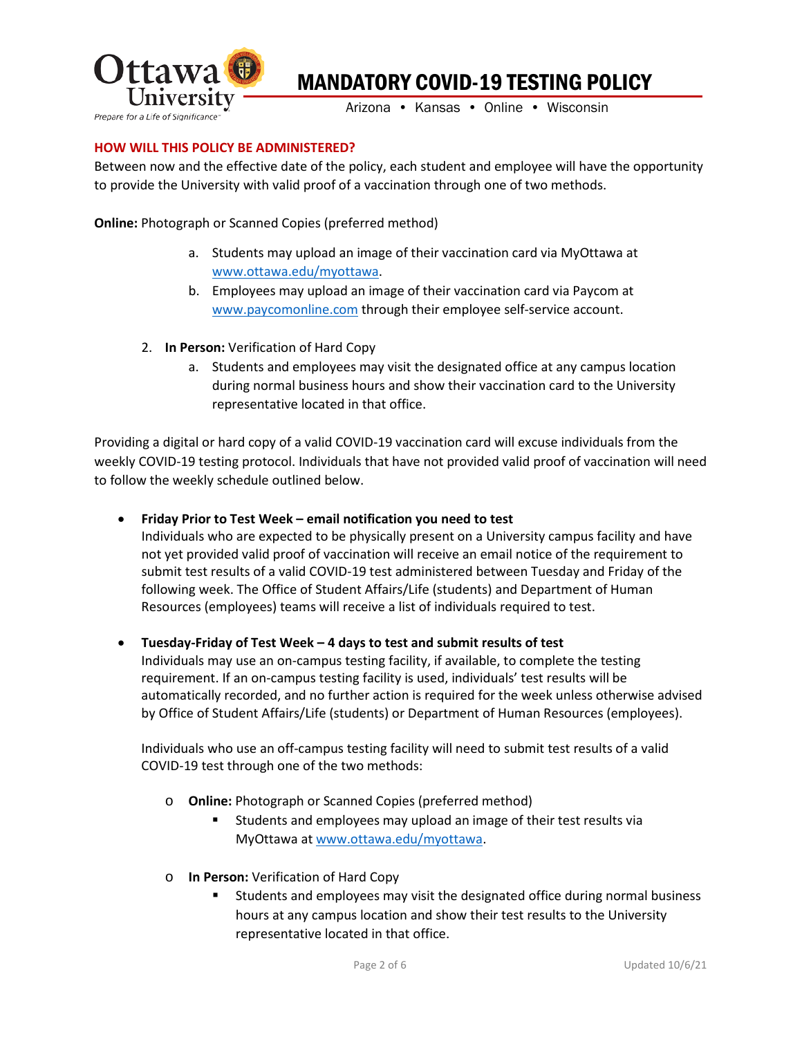## HOW WILL THIS POLICY BE ADMINISTERED?

Between now and the effective date of the policy, each student and employee will have the opportunity to provide the University with valid proof of a vaccination through one of two methods.

1. **Online:** Photograph or Scanned Copies (preferred method)
   a. Students may upload an image of their vaccination card via MyOttawa at www.ottawa.edu/myottawa.
   b. Employees may upload an image of their vaccination card via Paycom at www.paycomonline.com through their employee self-service account.

2. **In Person:** Verification of Hard Copy
   a. Students and employees may visit the designated office at any campus location during normal business hours and show their vaccination card to the University representative located in that office.

Providing a digital or hard copy of a valid COVID-19 vaccination card will excuse individuals from the weekly COVID-19 testing protocol. Individuals that have not provided valid proof of vaccination will need to follow the weekly schedule outlined below.

- **Friday Prior to Test Week – email notification you need to test**
  Individuals who are expected to be physically present on a University campus facility and have not yet provided valid proof of vaccination will receive an email notice of the requirement to submit test results of a valid COVID-19 test administered between Tuesday and Friday of the following week. The Office of Student Affairs/Life (students) and Department of Human Resources (employees) teams will receive a list of individuals required to test.

- **Tuesday-Friday of Test Week – 4 days to test and submit results of test**
  Individuals may use an on-campus testing facility, if available, to complete the testing requirement. If an on-campus testing facility is used, individuals' test results will be automatically recorded, and no further action is required for the week unless otherwise advised by Office of Student Affairs/Life (students) or Department of Human Resources (employees).

  Individuals who use an off-campus testing facility will need to submit test results of a valid COVID-19 test through one of the two methods:

  - **Online:** Photograph or Scanned Copies (preferred method)
    - Students and employees may upload an image of their test results via MyOttawa at www.ottawa.edu/myottawa.
  - **In Person:** Verification of Hard Copy
    - Students and employees may visit the designated office during normal business hours at any campus location and show their test results to the University representative located in that office.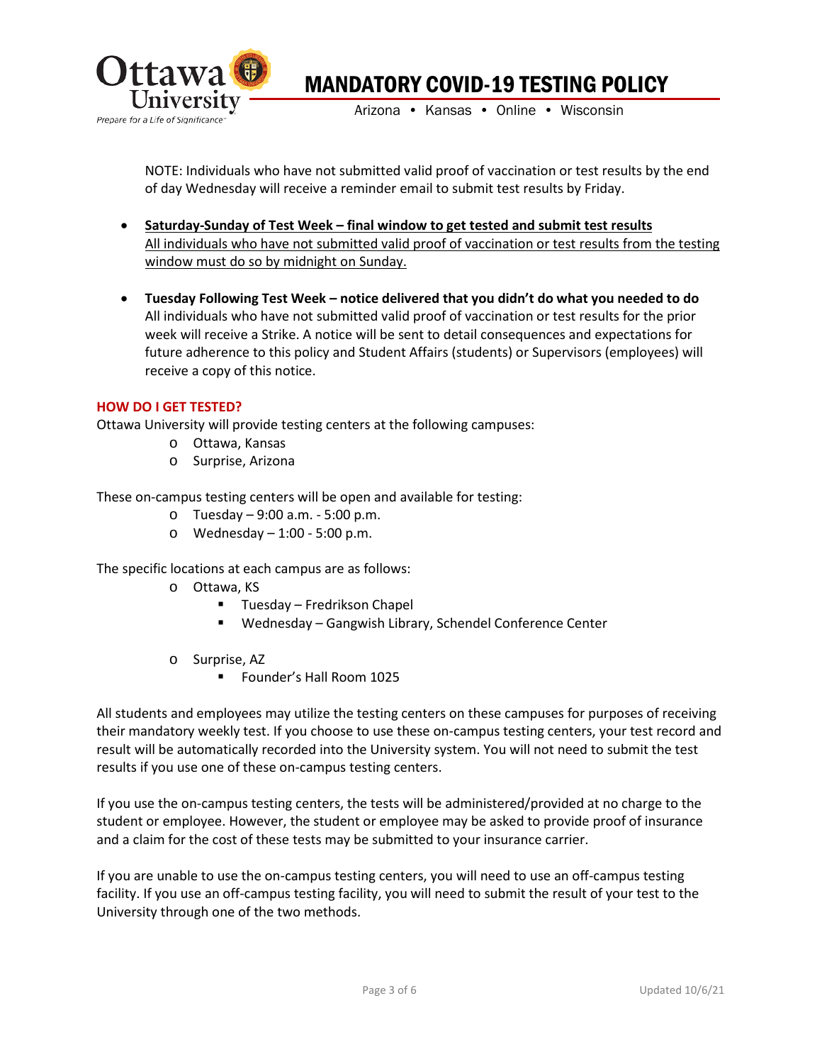NOTE: Individuals who have not submitted valid proof of vaccination or test results by the end of day Wednesday will receive a reminder email to submit test results by Friday.

- <u>**Saturday-Sunday of Test Week – final window to get tested and submit test results**</u>
  <u>All individuals who have not submitted valid proof of vaccination or test results from the testing window must do so by midnight on Sunday.</u>

- **Tuesday Following Test Week – notice delivered that you didn't do what you needed to do**
  All individuals who have not submitted valid proof of vaccination or test results for the prior week will receive a Strike. A notice will be sent to detail consequences and expectations for future adherence to this policy and Student Affairs (students) or Supervisors (employees) will receive a copy of this notice.

## HOW DO I GET TESTED?

Ottawa University will provide testing centers at the following campuses:

- Ottawa, Kansas
- Surprise, Arizona

These on-campus testing centers will be open and available for testing:

- Tuesday – 9:00 a.m. - 5:00 p.m.
- Wednesday – 1:00 - 5:00 p.m.

The specific locations at each campus are as follows:

- Ottawa, KS
  - Tuesday – Fredrikson Chapel
  - Wednesday – Gangwish Library, Schendel Conference Center
- Surprise, AZ
  - Founder's Hall Room 1025

All students and employees may utilize the testing centers on these campuses for purposes of receiving their mandatory weekly test. If you choose to use these on-campus testing centers, your test record and result will be automatically recorded into the University system. You will not need to submit the test results if you use one of these on-campus testing centers.

If you use the on-campus testing centers, the tests will be administered/provided at no charge to the student or employee. However, the student or employee may be asked to provide proof of insurance and a claim for the cost of these tests may be submitted to your insurance carrier.

If you are unable to use the on-campus testing centers, you will need to use an off-campus testing facility. If you use an off-campus testing facility, you will need to submit the result of your test to the University through one of the two methods.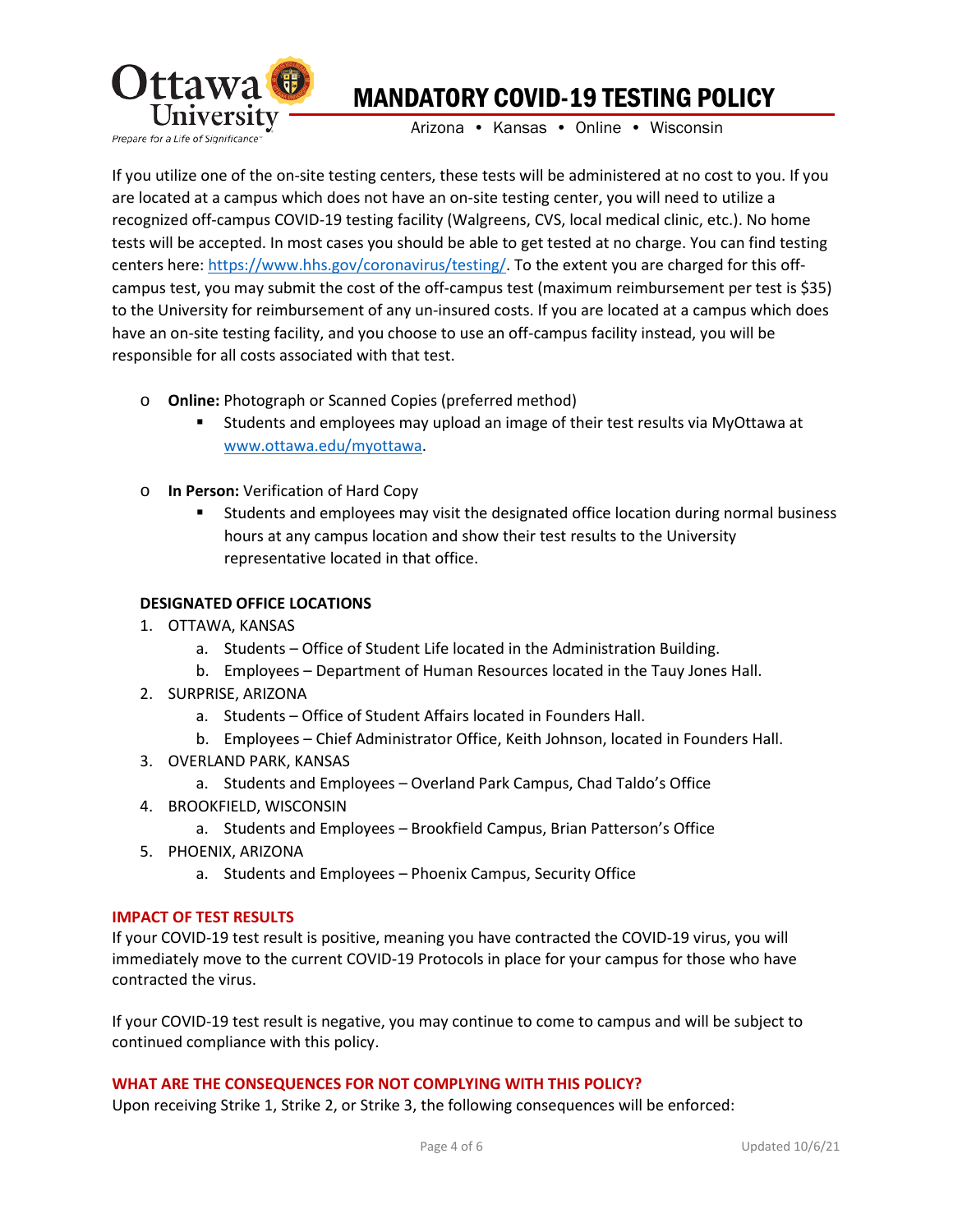If you utilize one of the on-site testing centers, these tests will be administered at no cost to you. If you are located at a campus which does not have an on-site testing center, you will need to utilize a recognized off-campus COVID-19 testing facility (Walgreens, CVS, local medical clinic, etc.). No home tests will be accepted. In most cases you should be able to get tested at no charge. You can find testing centers here: [https://www.hhs.gov/coronavirus/testing/](https://www.hhs.gov/coronavirus/testing/). To the extent you are charged for this off-campus test, you may submit the cost of the off-campus test (maximum reimbursement per test is $35) to the University for reimbursement of any un-insured costs. If you are located at a campus which does have an on-site testing facility, and you choose to use an off-campus facility instead, you will be responsible for all costs associated with that test.

- **Online:** Photograph or Scanned Copies (preferred method)
  - Students and employees may upload an image of their test results via MyOttawa at [www.ottawa.edu/myottawa](www.ottawa.edu/myottawa).

- **In Person:** Verification of Hard Copy
  - Students and employees may visit the designated office location during normal business hours at any campus location and show their test results to the University representative located in that office.

**DESIGNATED OFFICE LOCATIONS**

1. OTTAWA, KANSAS
   a. Students – Office of Student Life located in the Administration Building.
   b. Employees – Department of Human Resources located in the Tauy Jones Hall.
2. SURPRISE, ARIZONA
   a. Students – Office of Student Affairs located in Founders Hall.
   b. Employees – Chief Administrator Office, Keith Johnson, located in Founders Hall.
3. OVERLAND PARK, KANSAS
   a. Students and Employees – Overland Park Campus, Chad Taldo's Office
4. BROOKFIELD, WISCONSIN
   a. Students and Employees – Brookfield Campus, Brian Patterson's Office
5. PHOENIX, ARIZONA
   a. Students and Employees – Phoenix Campus, Security Office

## IMPACT OF TEST RESULTS

If your COVID-19 test result is positive, meaning you have contracted the COVID-19 virus, you will immediately move to the current COVID-19 Protocols in place for your campus for those who have contracted the virus.

If your COVID-19 test result is negative, you may continue to come to campus and will be subject to continued compliance with this policy.

## WHAT ARE THE CONSEQUENCES FOR NOT COMPLYING WITH THIS POLICY?

Upon receiving Strike 1, Strike 2, or Strike 3, the following consequences will be enforced: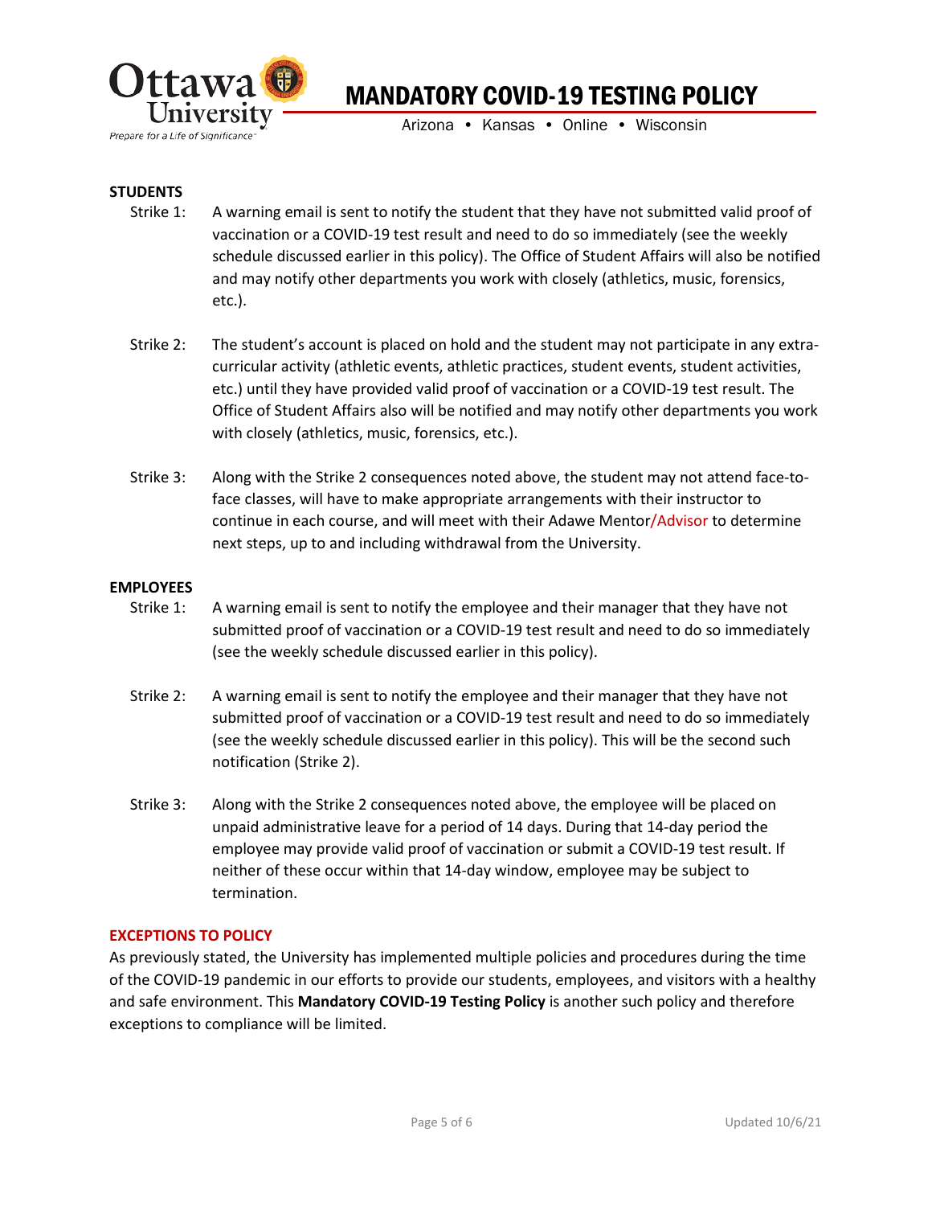**STUDENTS**

Strike 1: A warning email is sent to notify the student that they have not submitted valid proof of vaccination or a COVID-19 test result and need to do so immediately (see the weekly schedule discussed earlier in this policy). The Office of Student Affairs will also be notified and may notify other departments you work with closely (athletics, music, forensics, etc.).

Strike 2: The student's account is placed on hold and the student may not participate in any extra-curricular activity (athletic events, athletic practices, student events, student activities, etc.) until they have provided valid proof of vaccination or a COVID-19 test result. The Office of Student Affairs also will be notified and may notify other departments you work with closely (athletics, music, forensics, etc.).

Strike 3: Along with the Strike 2 consequences noted above, the student may not attend face-to-face classes, will have to make appropriate arrangements with their instructor to continue in each course, and will meet with their Adawe Mentor/Advisor to determine next steps, up to and including withdrawal from the University.

**EMPLOYEES**

Strike 1: A warning email is sent to notify the employee and their manager that they have not submitted proof of vaccination or a COVID-19 test result and need to do so immediately (see the weekly schedule discussed earlier in this policy).

Strike 2: A warning email is sent to notify the employee and their manager that they have not submitted proof of vaccination or a COVID-19 test result and need to do so immediately (see the weekly schedule discussed earlier in this policy). This will be the second such notification (Strike 2).

Strike 3: Along with the Strike 2 consequences noted above, the employee will be placed on unpaid administrative leave for a period of 14 days. During that 14-day period the employee may provide valid proof of vaccination or submit a COVID-19 test result. If neither of these occur within that 14-day window, employee may be subject to termination.

**EXCEPTIONS TO POLICY**

As previously stated, the University has implemented multiple policies and procedures during the time of the COVID-19 pandemic in our efforts to provide our students, employees, and visitors with a healthy and safe environment. This **Mandatory COVID-19 Testing Policy** is another such policy and therefore exceptions to compliance will be limited.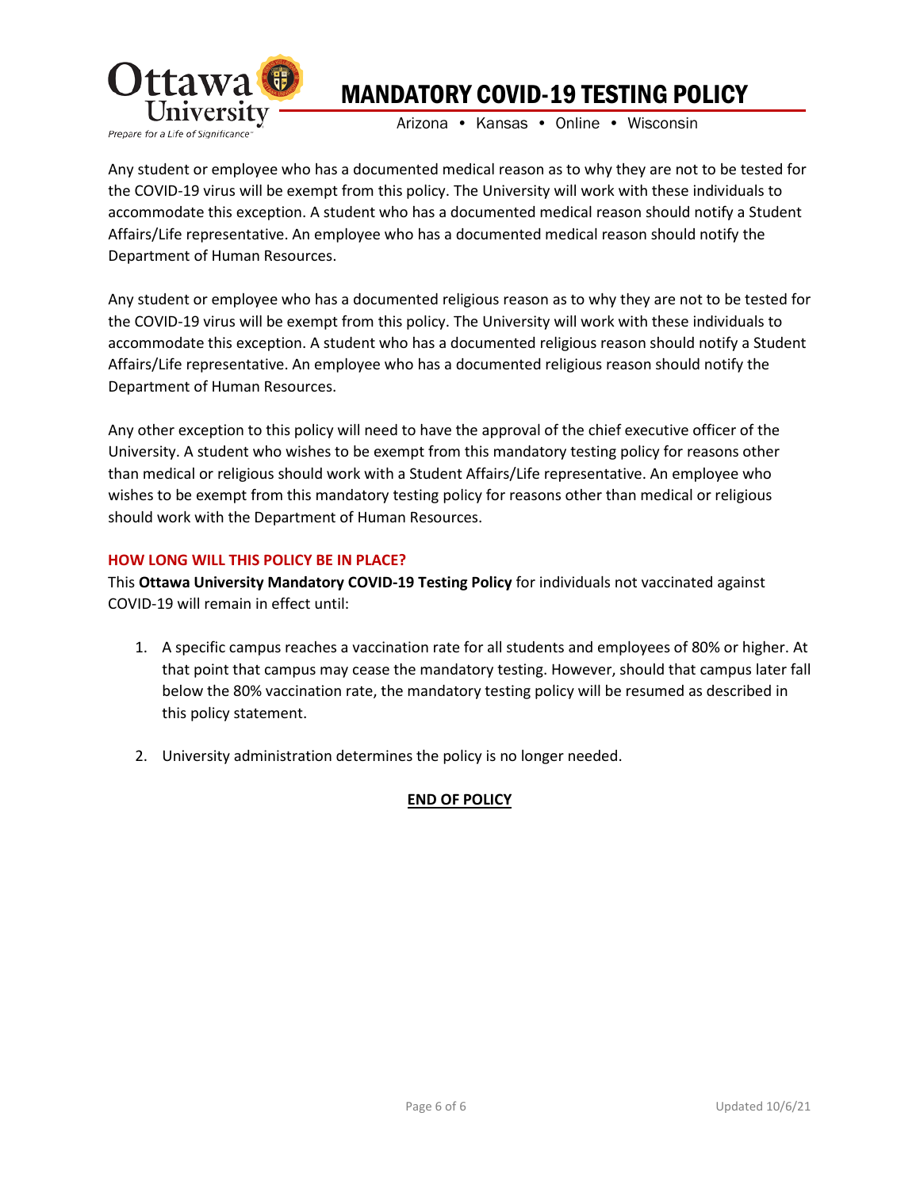Any student or employee who has a documented medical reason as to why they are not to be tested for the COVID-19 virus will be exempt from this policy. The University will work with these individuals to accommodate this exception. A student who has a documented medical reason should notify a Student Affairs/Life representative. An employee who has a documented medical reason should notify the Department of Human Resources.

Any student or employee who has a documented religious reason as to why they are not to be tested for the COVID-19 virus will be exempt from this policy. The University will work with these individuals to accommodate this exception. A student who has a documented religious reason should notify a Student Affairs/Life representative. An employee who has a documented religious reason should notify the Department of Human Resources.

Any other exception to this policy will need to have the approval of the chief executive officer of the University. A student who wishes to be exempt from this mandatory testing policy for reasons other than medical or religious should work with a Student Affairs/Life representative. An employee who wishes to be exempt from this mandatory testing policy for reasons other than medical or religious should work with the Department of Human Resources.

### HOW LONG WILL THIS POLICY BE IN PLACE?

This **Ottawa University Mandatory COVID-19 Testing Policy** for individuals not vaccinated against COVID-19 will remain in effect until:

1. A specific campus reaches a vaccination rate for all students and employees of 80% or higher. At that point that campus may cease the mandatory testing. However, should that campus later fall below the 80% vaccination rate, the mandatory testing policy will be resumed as described in this policy statement.

2. University administration determines the policy is no longer needed.

**END OF POLICY**